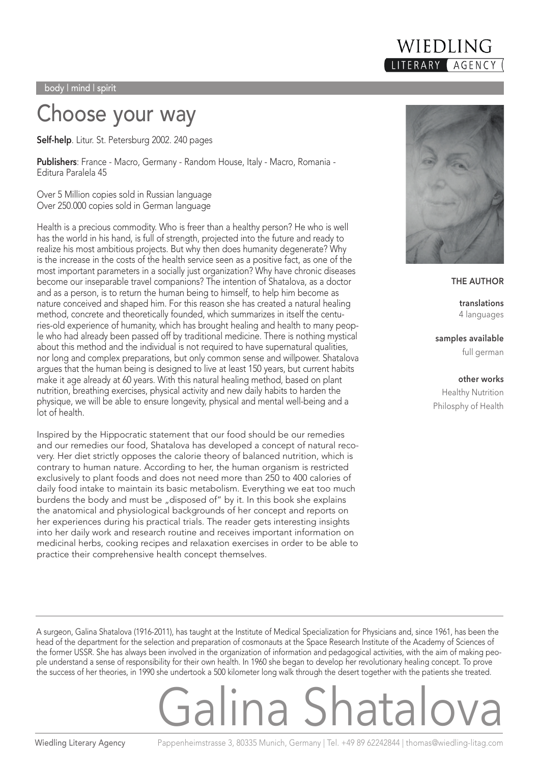WIEDLING LITERARY AGENCY

body | mind | spirit

# Choose your way

**Self-help**. Litur. St. Petersburg 2002. 240 pages

**Publishers**: France - Macro, Germany - Random House, Italy - Macro, Romania - Editura Paralela 45

Over 5 Million copies sold in Russian language
Over 250.000 copies sold in German language

Health is a precious commodity. Who is freer than a healthy person? He who is well has the world in his hand, is full of strength, projected into the future and ready to realize his most ambitious projects. But why then does humanity degenerate? Why is the increase in the costs of the health service seen as a positive fact, as one of the most important parameters in a socially just organization? Why have chronic diseases become our inseparable travel companions? The intention of Shatalova, as a doctor and as a person, is to return the human being to himself, to help him become as nature conceived and shaped him. For this reason she has created a natural healing method, concrete and theoretically founded, which summarizes in itself the centuries-old experience of humanity, which has brought healing and health to many people who had already been passed off by traditional medicine. There is nothing mystical about this method and the individual is not required to have supernatural qualities, nor long and complex preparations, but only common sense and willpower. Shatalova argues that the human being is designed to live at least 150 years, but current habits make it age already at 60 years. With this natural healing method, based on plant nutrition, breathing exercises, physical activity and new daily habits to harden the physique, we will be able to ensure longevity, physical and mental well-being and a lot of health.

Inspired by the Hippocratic statement that our food should be our remedies and our remedies our food, Shatalova has developed a concept of natural recovery. Her diet strictly opposes the calorie theory of balanced nutrition, which is contrary to human nature. According to her, the human organism is restricted exclusively to plant foods and does not need more than 250 to 400 calories of daily food intake to maintain its basic metabolism. Everything we eat too much burdens the body and must be „disposed of" by it. In this book she explains the anatomical and physiological backgrounds of her concept and reports on her experiences during his practical trials. The reader gets interesting insights into her daily work and research routine and receives important information on medicinal herbs, cooking recipes and relaxation exercises in order to be able to practice their comprehensive health concept themselves.

**THE AUTHOR**

**translations**
4 languages

**samples available**
full german

**other works**
Healthy Nutrition
Philosphy of Health

A surgeon, Galina Shatalova (1916-2011), has taught at the Institute of Medical Specialization for Physicians and, since 1961, has been the head of the department for the selection and preparation of cosmonauts at the Space Research Institute of the Academy of Sciences of the former USSR. She has always been involved in the organization of information and pedagogical activities, with the aim of making people understand a sense of responsibility for their own health. In 1960 she began to develop her revolutionary healing concept. To prove the success of her theories, in 1990 she undertook a 500 kilometer long walk through the desert together with the patients she treated.

# Galina Shatalova

Wiedling Literary Agency — Pappenheimstrasse 3, 80335 Munich, Germany | Tel. +49 89 62242844 | thomas@wiedling-litag.com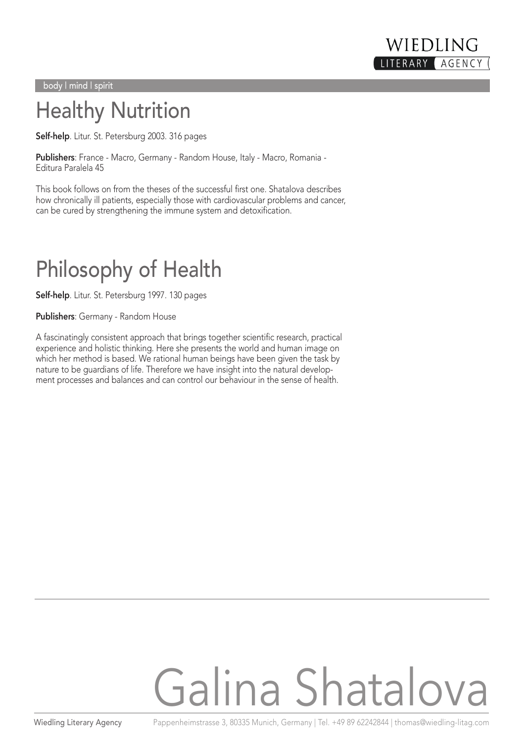body | mind | spirit

# Healthy Nutrition

**Self-help**. Litur. St. Petersburg 2003. 316 pages

**Publishers**: France - Macro, Germany - Random House, Italy - Macro, Romania - Editura Paralela 45

This book follows on from the theses of the successful first one. Shatalova describes how chronically ill patients, especially those with cardiovascular problems and cancer, can be cured by strengthening the immune system and detoxification.

# Philosophy of Health

**Self-help**. Litur. St. Petersburg 1997. 130 pages

**Publishers**: Germany - Random House

A fascinatingly consistent approach that brings together scientific research, practical experience and holistic thinking. Here she presents the world and human image on which her method is based. We rational human beings have been given the task by nature to be guardians of life. Therefore we have insight into the natural development processes and balances and can control our behaviour in the sense of health.

Galina Shatalova